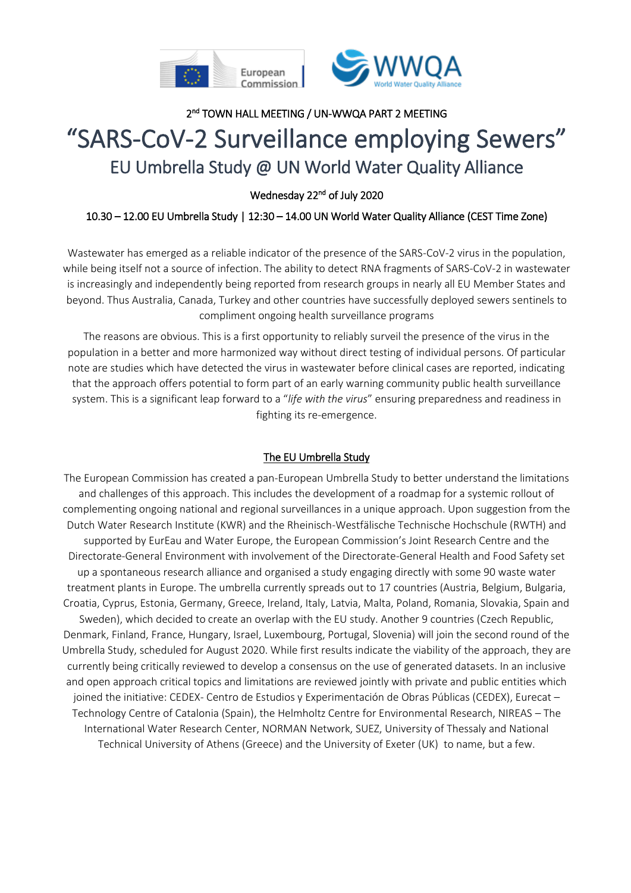2nd TOWN HALL MEETING / UN-WWQA PART 2 MEETING

# "SARS-CoV-2 Surveillance employing Sewers"

## EU Umbrella Study @ UN World Water Quality Alliance

Wednesday 22nd of July 2020

10.30 – 12.00 EU Umbrella Study | 12:30 – 14.00 UN World Water Quality Alliance (CEST Time Zone)

Wastewater has emerged as a reliable indicator of the presence of the SARS-CoV-2 virus in the population, while being itself not a source of infection. The ability to detect RNA fragments of SARS-CoV-2 in wastewater is increasingly and independently being reported from research groups in nearly all EU Member States and beyond. Thus Australia, Canada, Turkey and other countries have successfully deployed sewers sentinels to compliment ongoing health surveillance programs

The reasons are obvious. This is a first opportunity to reliably surveil the presence of the virus in the population in a better and more harmonized way without direct testing of individual persons. Of particular note are studies which have detected the virus in wastewater before clinical cases are reported, indicating that the approach offers potential to form part of an early warning community public health surveillance system. This is a significant leap forward to a "*life with the virus*" ensuring preparedness and readiness in fighting its re-emergence.

### The EU Umbrella Study

The European Commission has created a pan-European Umbrella Study to better understand the limitations and challenges of this approach. This includes the development of a roadmap for a systemic rollout of complementing ongoing national and regional surveillances in a unique approach. Upon suggestion from the Dutch Water Research Institute (KWR) and the Rheinisch-Westfälische Technische Hochschule (RWTH) and supported by EurEau and Water Europe, the European Commission's Joint Research Centre and the Directorate-General Environment with involvement of the Directorate-General Health and Food Safety set up a spontaneous research alliance and organised a study engaging directly with some 90 waste water treatment plants in Europe. The umbrella currently spreads out to 17 countries (Austria, Belgium, Bulgaria, Croatia, Cyprus, Estonia, Germany, Greece, Ireland, Italy, Latvia, Malta, Poland, Romania, Slovakia, Spain and Sweden), which decided to create an overlap with the EU study. Another 9 countries (Czech Republic, Denmark, Finland, France, Hungary, Israel, Luxembourg, Portugal, Slovenia) will join the second round of the Umbrella Study, scheduled for August 2020. While first results indicate the viability of the approach, they are currently being critically reviewed to develop a consensus on the use of generated datasets. In an inclusive and open approach critical topics and limitations are reviewed jointly with private and public entities which joined the initiative: CEDEX- Centro de Estudios y Experimentación de Obras Públicas (CEDEX), Eurecat – Technology Centre of Catalonia (Spain), the Helmholtz Centre for Environmental Research, NIREAS – The International Water Research Center, NORMAN Network, SUEZ, University of Thessaly and National Technical University of Athens (Greece) and the University of Exeter (UK) to name, but a few.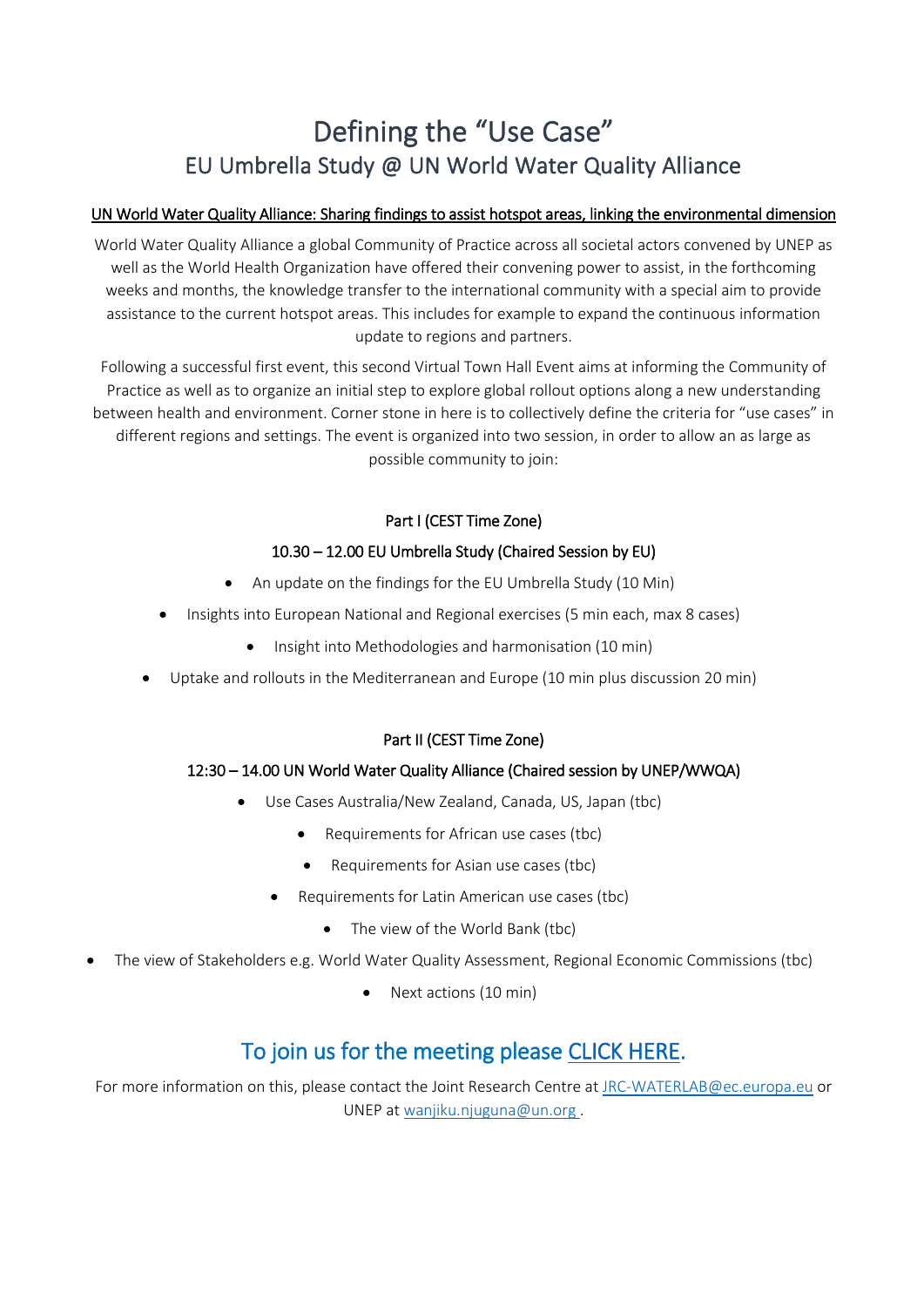# Defining the "Use Case"

## EU Umbrella Study @ UN World Water Quality Alliance

UN World Water Quality Alliance: Sharing findings to assist hotspot areas, linking the environmental dimension

World Water Quality Alliance a global Community of Practice across all societal actors convened by UNEP as well as the World Health Organization have offered their convening power to assist, in the forthcoming weeks and months, the knowledge transfer to the international community with a special aim to provide assistance to the current hotspot areas. This includes for example to expand the continuous information update to regions and partners.

Following a successful first event, this second Virtual Town Hall Event aims at informing the Community of Practice as well as to organize an initial step to explore global rollout options along a new understanding between health and environment. Corner stone in here is to collectively define the criteria for "use cases" in different regions and settings. The event is organized into two session, in order to allow an as large as possible community to join:

**Part I (CEST Time Zone)**

**10.30 – 12.00 EU Umbrella Study (Chaired Session by EU)**

- An update on the findings for the EU Umbrella Study (10 Min)
- Insights into European National and Regional exercises (5 min each, max 8 cases)
- Insight into Methodologies and harmonisation (10 min)
- Uptake and rollouts in the Mediterranean and Europe (10 min plus discussion 20 min)

**Part II (CEST Time Zone)**

**12:30 – 14.00 UN World Water Quality Alliance (Chaired session by UNEP/WWQA)**

- Use Cases Australia/New Zealand, Canada, US, Japan (tbc)
- Requirements for African use cases (tbc)
- Requirements for Asian use cases (tbc)
- Requirements for Latin American use cases (tbc)
- The view of the World Bank (tbc)
- The view of Stakeholders e.g. World Water Quality Assessment, Regional Economic Commissions (tbc)
- Next actions (10 min)

## To join us for the meeting please CLICK HERE.

For more information on this, please contact the Joint Research Centre at JRC-WATERLAB@ec.europa.eu or UNEP at wanjiku.njuguna@un.org .